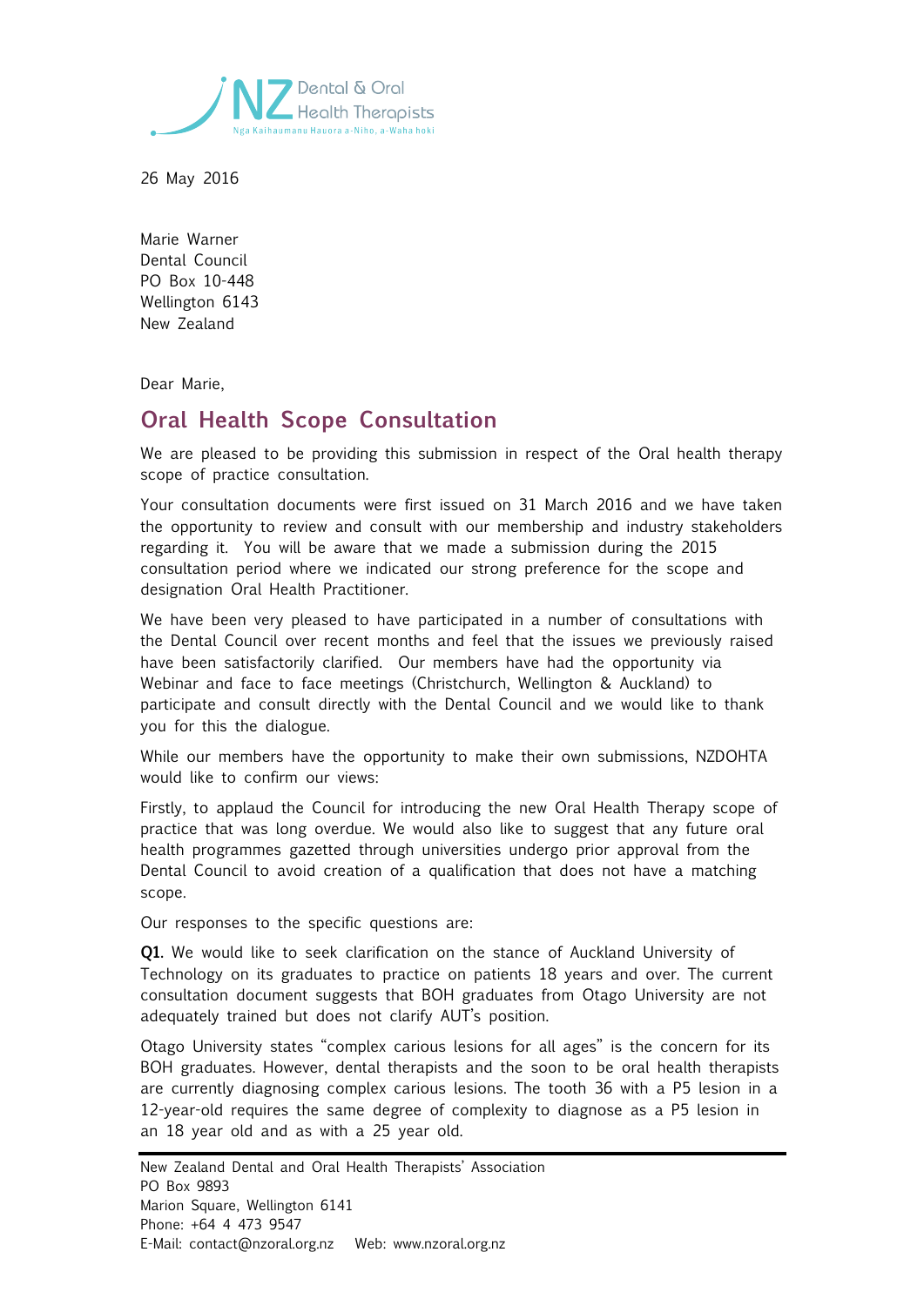NZ Dental & Oral Health Therapists

Nga Kaihaumanu Hauora a-Niho, a-Waha hoki

26 May 2016

Marie Warner
Dental Council
PO Box 10-448
Wellington 6143
New Zealand

Dear Marie,

## Oral Health Scope Consultation

We are pleased to be providing this submission in respect of the Oral health therapy scope of practice consultation.

Your consultation documents were first issued on 31 March 2016 and we have taken the opportunity to review and consult with our membership and industry stakeholders regarding it. You will be aware that we made a submission during the 2015 consultation period where we indicated our strong preference for the scope and designation Oral Health Practitioner.

We have been very pleased to have participated in a number of consultations with the Dental Council over recent months and feel that the issues we previously raised have been satisfactorily clarified. Our members have had the opportunity via Webinar and face to face meetings (Christchurch, Wellington & Auckland) to participate and consult directly with the Dental Council and we would like to thank you for this the dialogue.

While our members have the opportunity to make their own submissions, NZDOHTA would like to confirm our views:

Firstly, to applaud the Council for introducing the new Oral Health Therapy scope of practice that was long overdue. We would also like to suggest that any future oral health programmes gazetted through universities undergo prior approval from the Dental Council to avoid creation of a qualification that does not have a matching scope.

Our responses to the specific questions are:

**Q1.** We would like to seek clarification on the stance of Auckland University of Technology on its graduates to practice on patients 18 years and over. The current consultation document suggests that BOH graduates from Otago University are not adequately trained but does not clarify AUT's position.

Otago University states "complex carious lesions for all ages" is the concern for its BOH graduates. However, dental therapists and the soon to be oral health therapists are currently diagnosing complex carious lesions. The tooth 36 with a P5 lesion in a 12-year-old requires the same degree of complexity to diagnose as a P5 lesion in an 18 year old and as with a 25 year old.

New Zealand Dental and Oral Health Therapists' Association
PO Box 9893
Marion Square, Wellington 6141
Phone: +64 4 473 9547
E-Mail: contact@nzoral.org.nz Web: www.nzoral.org.nz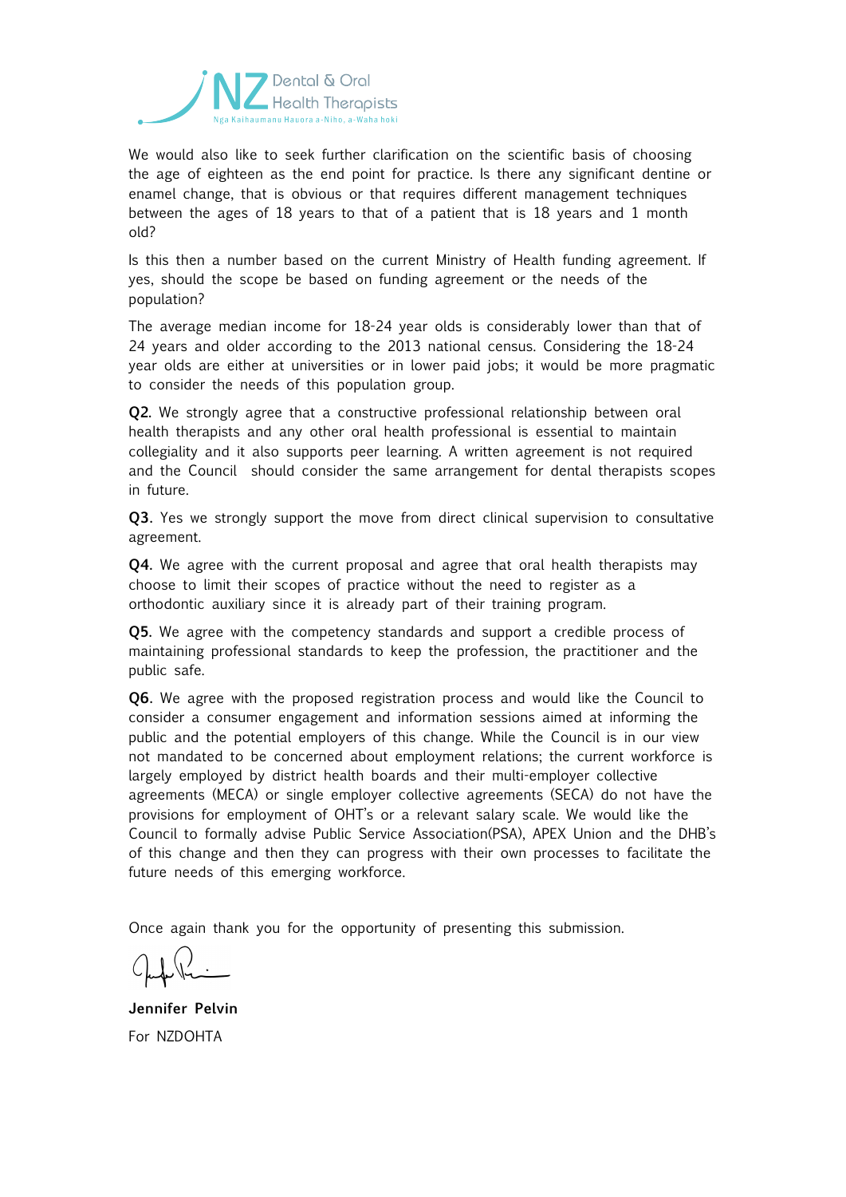We would also like to seek further clarification on the scientific basis of choosing the age of eighteen as the end point for practice. Is there any significant dentine or enamel change, that is obvious or that requires different management techniques between the ages of 18 years to that of a patient that is 18 years and 1 month old?

Is this then a number based on the current Ministry of Health funding agreement. If yes, should the scope be based on funding agreement or the needs of the population?

The average median income for 18-24 year olds is considerably lower than that of 24 years and older according to the 2013 national census. Considering the 18-24 year olds are either at universities or in lower paid jobs; it would be more pragmatic to consider the needs of this population group.

**Q2.** We strongly agree that a constructive professional relationship between oral health therapists and any other oral health professional is essential to maintain collegiality and it also supports peer learning. A written agreement is not required and the Council should consider the same arrangement for dental therapists scopes in future.

**Q3.** Yes we strongly support the move from direct clinical supervision to consultative agreement.

**Q4.** We agree with the current proposal and agree that oral health therapists may choose to limit their scopes of practice without the need to register as a orthodontic auxiliary since it is already part of their training program.

**Q5.** We agree with the competency standards and support a credible process of maintaining professional standards to keep the profession, the practitioner and the public safe.

**Q6.** We agree with the proposed registration process and would like the Council to consider a consumer engagement and information sessions aimed at informing the public and the potential employers of this change. While the Council is in our view not mandated to be concerned about employment relations; the current workforce is largely employed by district health boards and their multi-employer collective agreements (MECA) or single employer collective agreements (SECA) do not have the provisions for employment of OHT's or a relevant salary scale. We would like the Council to formally advise Public Service Association(PSA), APEX Union and the DHB's of this change and then they can progress with their own processes to facilitate the future needs of this emerging workforce.

Once again thank you for the opportunity of presenting this submission.

**Jennifer Pelvin**

For NZDOHTA